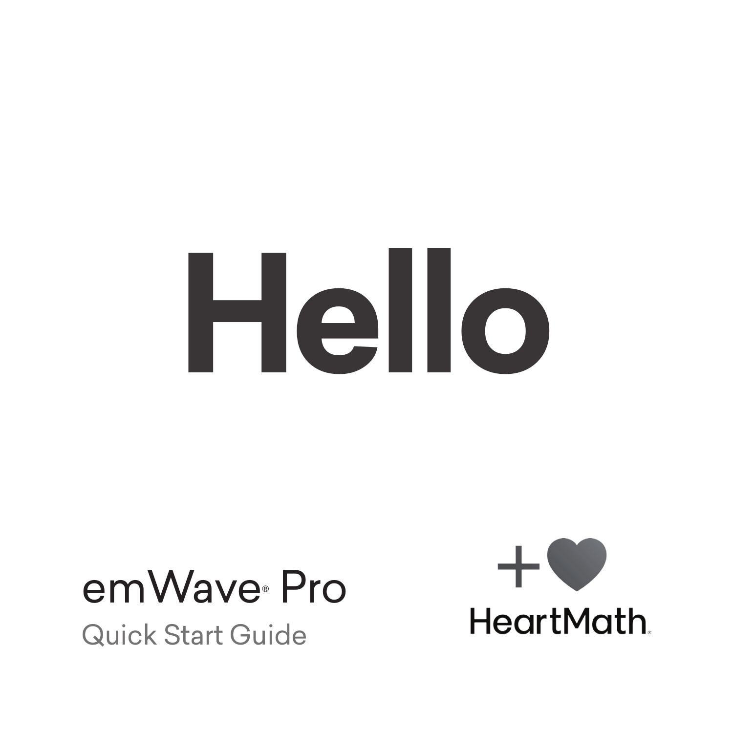# Hello

emWave® Pro

Quick Start Guide

HeartMath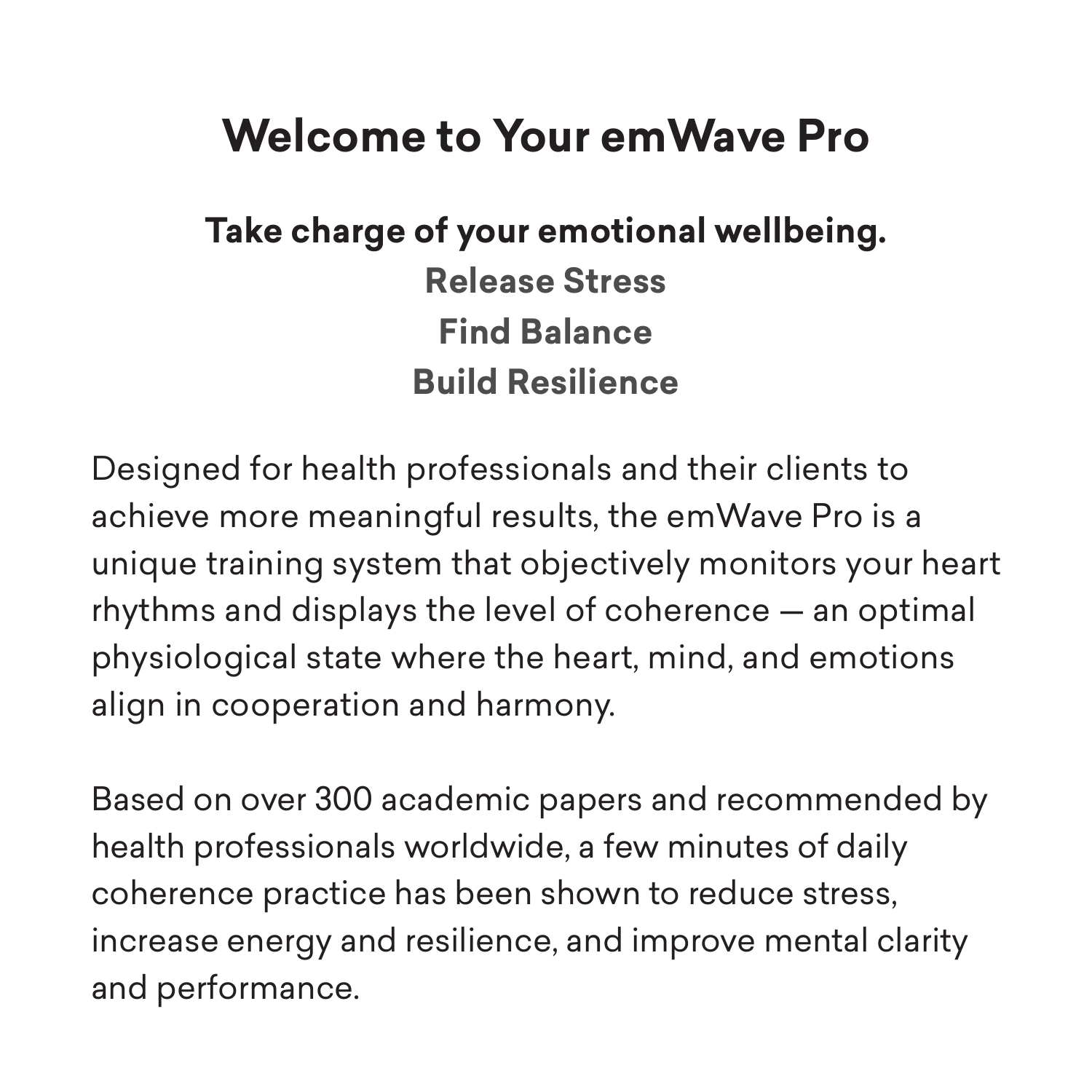# Welcome to Your emWave Pro

**Take charge of your emotional wellbeing.**

**Release Stress**

**Find Balance**

**Build Resilience**

Designed for health professionals and their clients to achieve more meaningful results, the emWave Pro is a unique training system that objectively monitors your heart rhythms and displays the level of coherence — an optimal physiological state where the heart, mind, and emotions align in cooperation and harmony.

Based on over 300 academic papers and recommended by health professionals worldwide, a few minutes of daily coherence practice has been shown to reduce stress, increase energy and resilience, and improve mental clarity and performance.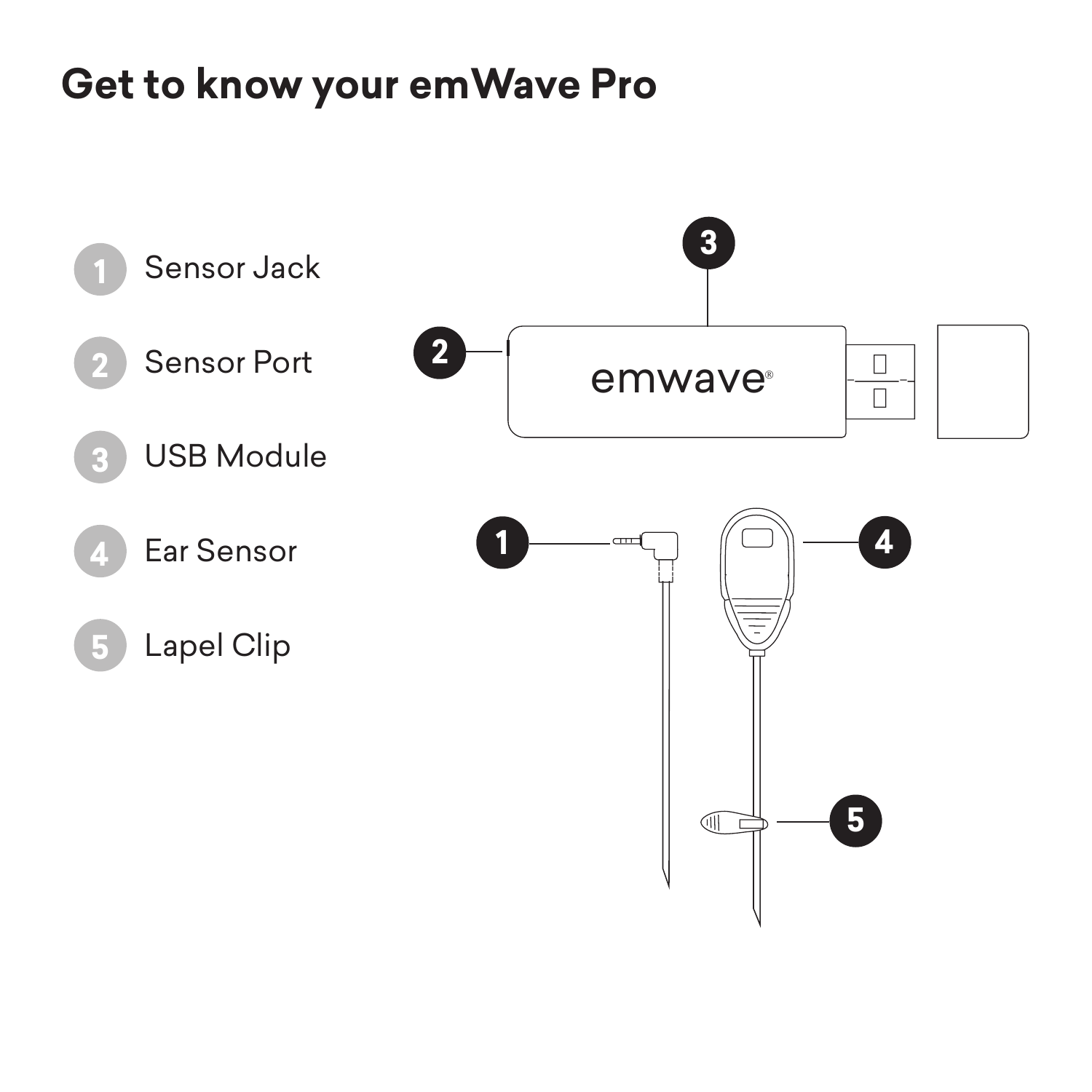# Get to know your emWave Pro

1. Sensor Jack
2. Sensor Port
3. USB Module
4. Ear Sensor
5. Lapel Clip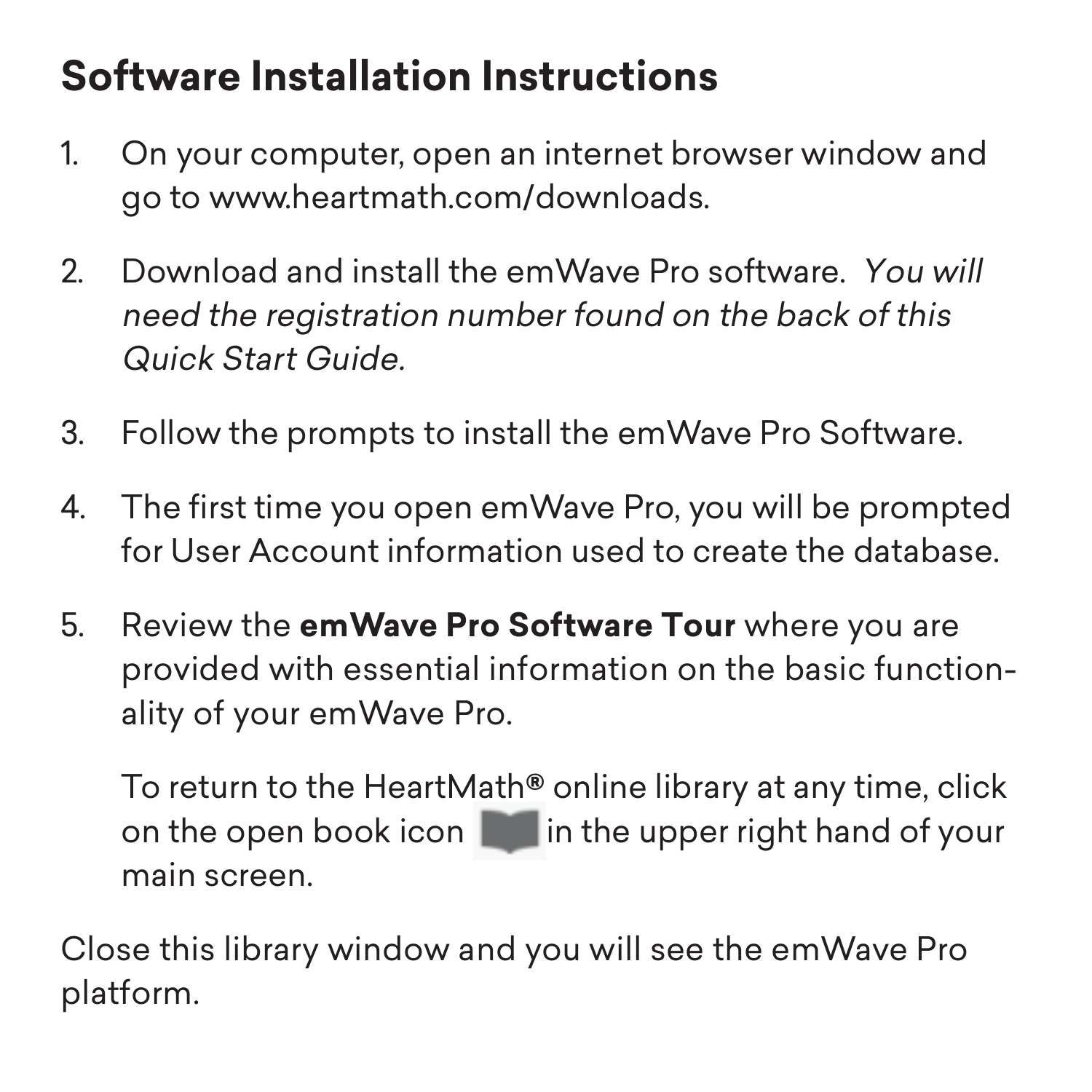## Software Installation Instructions

1. On your computer, open an internet browser window and go to www.heartmath.com/downloads.

2. Download and install the emWave Pro software. *You will need the registration number found on the back of this Quick Start Guide.*

3. Follow the prompts to install the emWave Pro Software.

4. The first time you open emWave Pro, you will be prompted for User Account information used to create the database.

5. Review the **emWave Pro Software Tour** where you are provided with essential information on the basic functionality of your emWave Pro.

   To return to the HeartMath® online library at any time, click on the open book icon in the upper right hand of your main screen.

Close this library window and you will see the emWave Pro platform.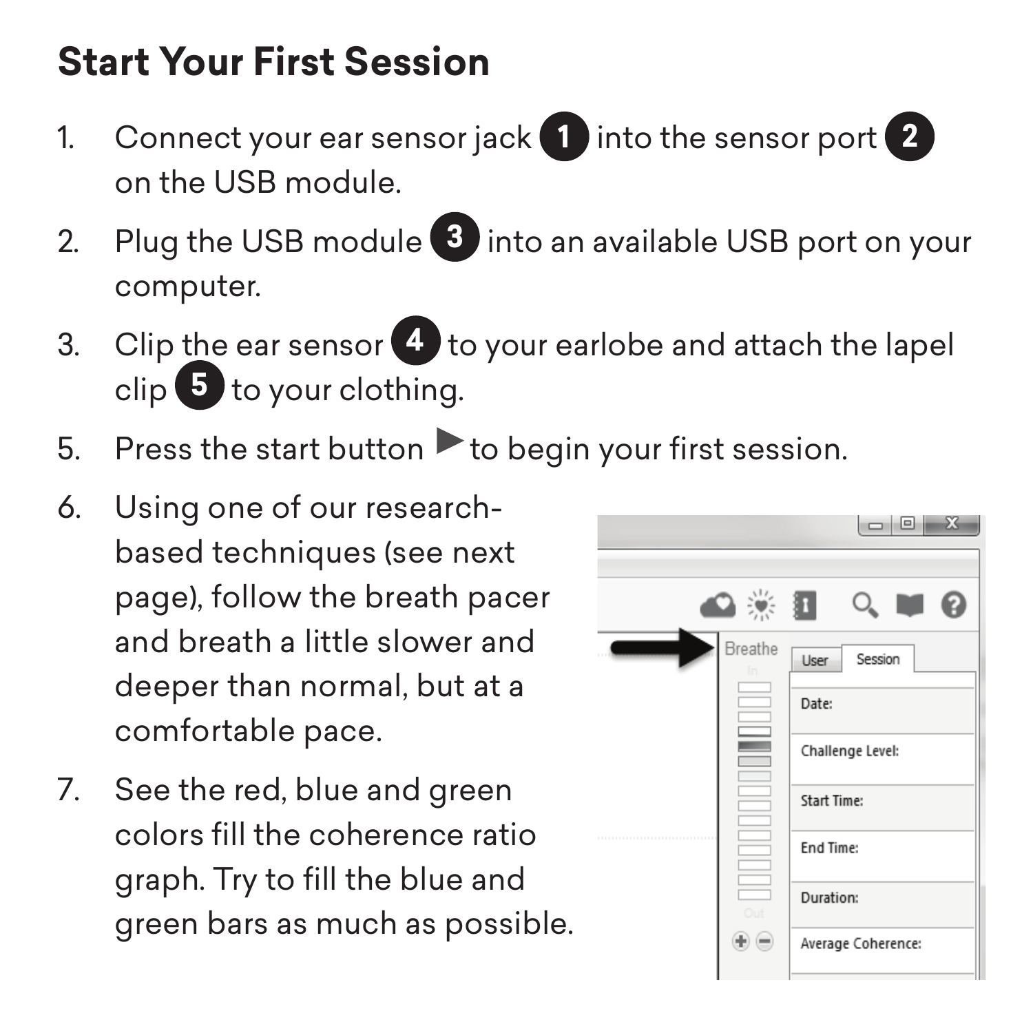## Start Your First Session

1. Connect your ear sensor jack **1** into the sensor port **2** on the USB module.
2. Plug the USB module **3** into an available USB port on your computer.
3. Clip the ear sensor **4** to your earlobe and attach the lapel clip **5** to your clothing.
5. Press the start button ▶ to begin your first session.
6. Using one of our research-based techniques (see next page), follow the breath pacer and breath a little slower and deeper than normal, but at a comfortable pace.
7. See the red, blue and green colors fill the coherence ratio graph. Try to fill the blue and green bars as much as possible.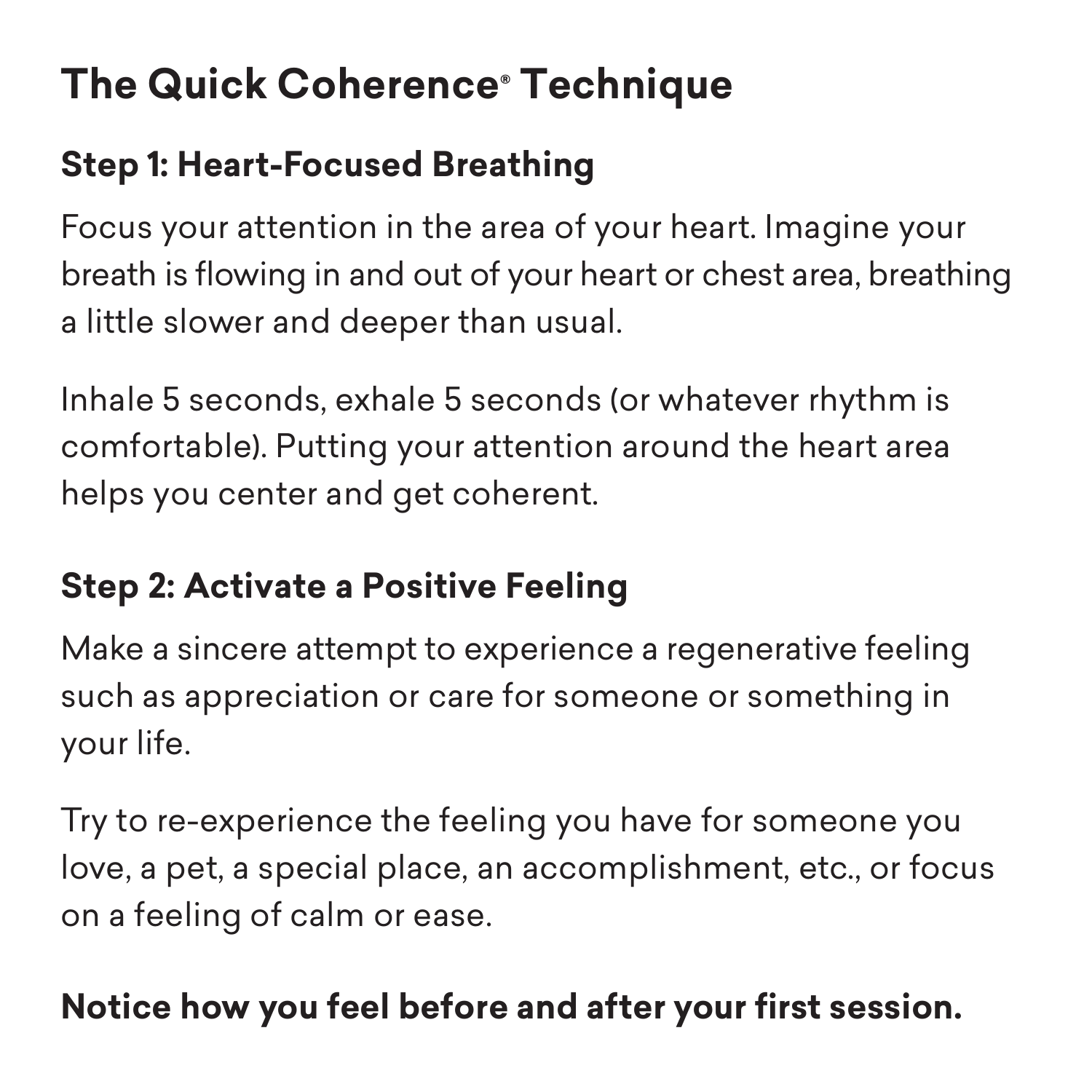# The Quick Coherence® Technique

## Step 1: Heart-Focused Breathing

Focus your attention in the area of your heart. Imagine your breath is flowing in and out of your heart or chest area, breathing a little slower and deeper than usual.

Inhale 5 seconds, exhale 5 seconds (or whatever rhythm is comfortable). Putting your attention around the heart area helps you center and get coherent.

## Step 2: Activate a Positive Feeling

Make a sincere attempt to experience a regenerative feeling such as appreciation or care for someone or something in your life.

Try to re-experience the feeling you have for someone you love, a pet, a special place, an accomplishment, etc., or focus on a feeling of calm or ease.

**Notice how you feel before and after your first session.**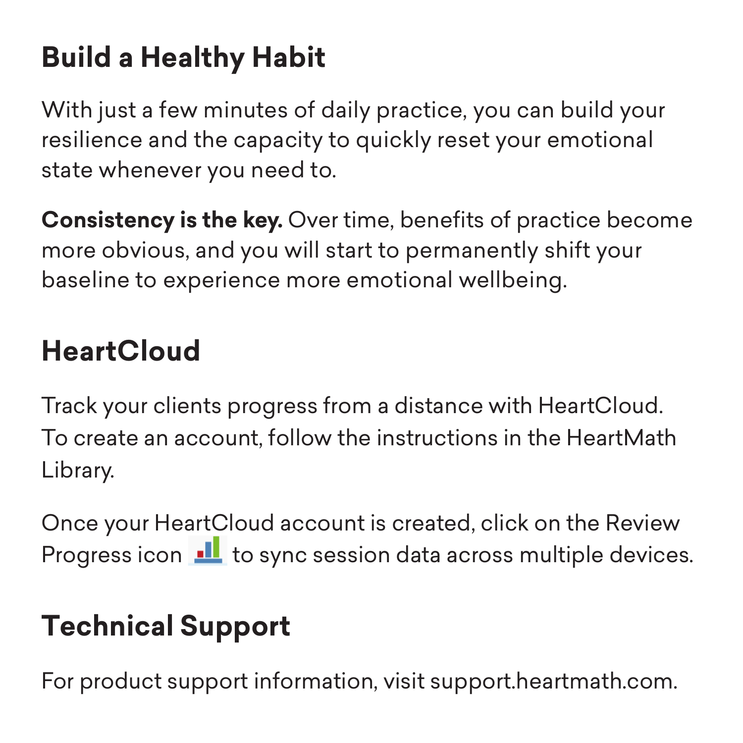## Build a Healthy Habit

With just a few minutes of daily practice, you can build your resilience and the capacity to quickly reset your emotional state whenever you need to.

**Consistency is the key.** Over time, benefits of practice become more obvious, and you will start to permanently shift your baseline to experience more emotional wellbeing.

## HeartCloud

Track your clients progress from a distance with HeartCloud. To create an account, follow the instructions in the HeartMath Library.

Once your HeartCloud account is created, click on the Review Progress icon to sync session data across multiple devices.

## Technical Support

For product support information, visit support.heartmath.com.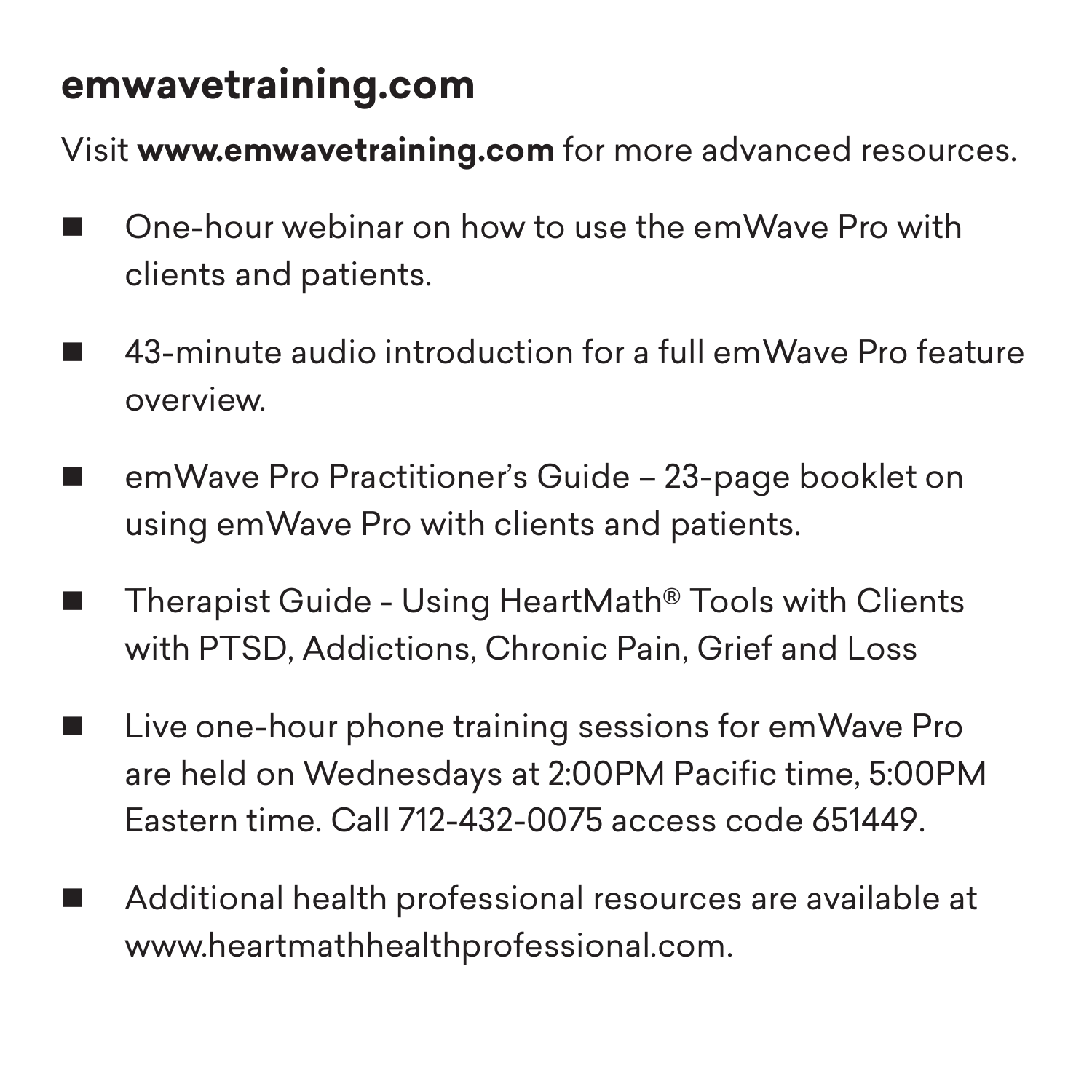## emwavetraining.com

Visit **www.emwavetraining.com** for more advanced resources.

- One-hour webinar on how to use the emWave Pro with clients and patients.
- 43-minute audio introduction for a full emWave Pro feature overview.
- emWave Pro Practitioner's Guide – 23-page booklet on using emWave Pro with clients and patients.
- Therapist Guide - Using HeartMath® Tools with Clients with PTSD, Addictions, Chronic Pain, Grief and Loss
- Live one-hour phone training sessions for emWave Pro are held on Wednesdays at 2:00PM Pacific time, 5:00PM Eastern time. Call 712-432-0075 access code 651449.
- Additional health professional resources are available at www.heartmathhealthprofessional.com.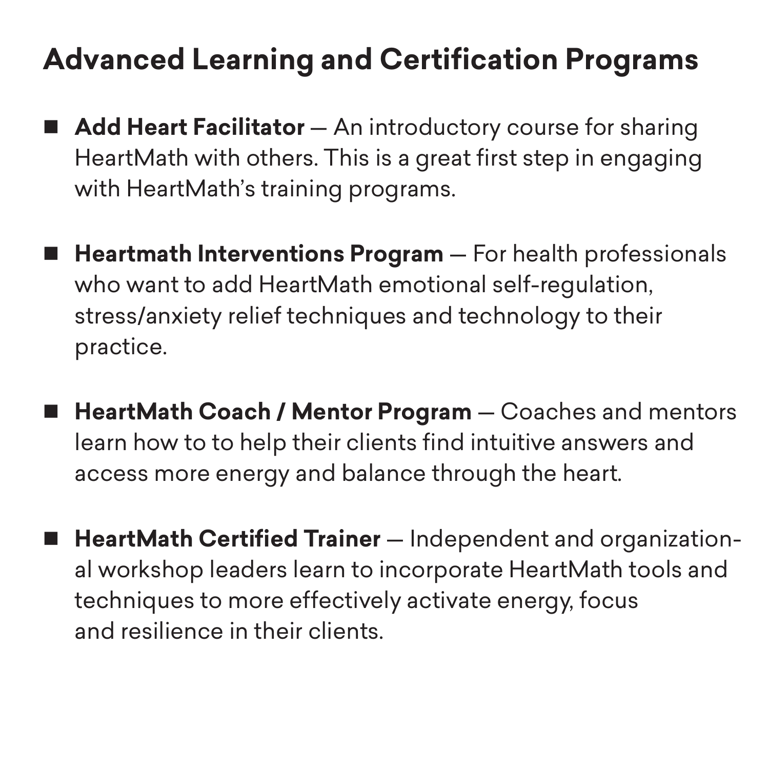## Advanced Learning and Certification Programs

- **Add Heart Facilitator** — An introductory course for sharing HeartMath with others. This is a great first step in engaging with HeartMath's training programs.

- **Heartmath Interventions Program** — For health professionals who want to add HeartMath emotional self-regulation, stress/anxiety relief techniques and technology to their practice.

- **HeartMath Coach / Mentor Program** — Coaches and mentors learn how to to help their clients find intuitive answers and access more energy and balance through the heart.

- **HeartMath Certified Trainer** — Independent and organizational workshop leaders learn to incorporate HeartMath tools and techniques to more effectively activate energy, focus and resilience in their clients.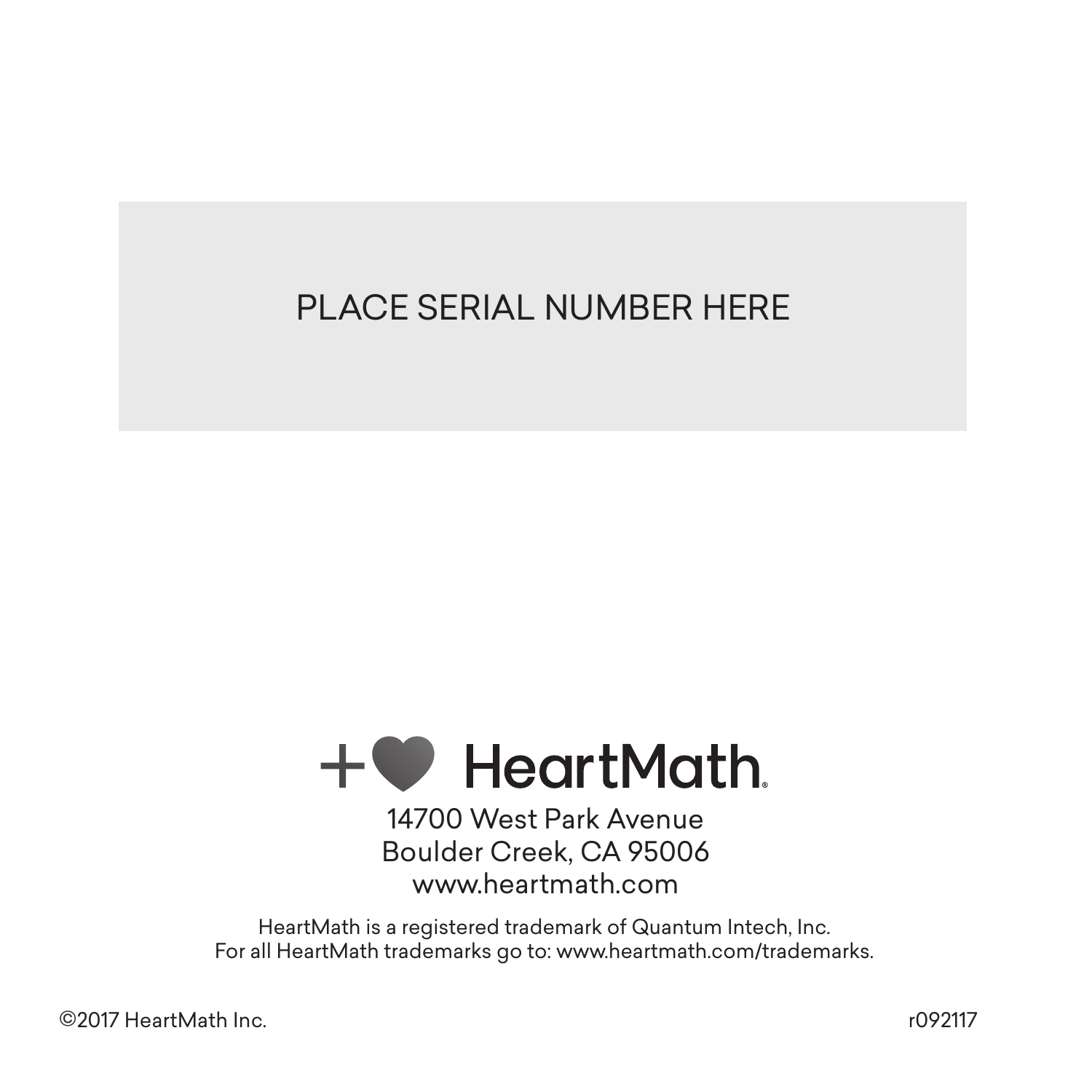PLACE SERIAL NUMBER HERE

HeartMath

14700 West Park Avenue
Boulder Creek, CA 95006
www.heartmath.com

HeartMath is a registered trademark of Quantum Intech, Inc.
For all HeartMath trademarks go to: www.heartmath.com/trademarks.

©2017 HeartMath Inc.

r092117